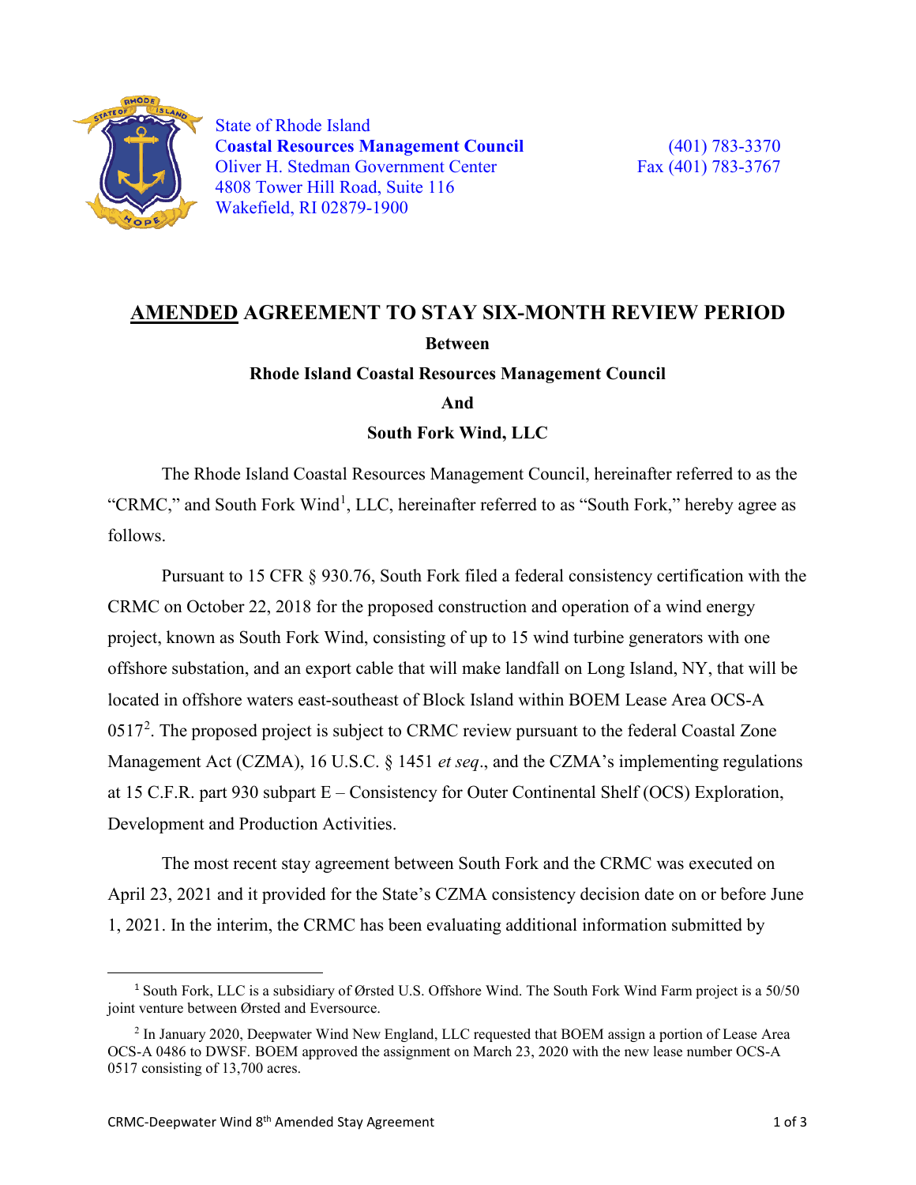State of Rhode Island
**Coastal Resources Management Council**
Oliver H. Stedman Government Center
4808 Tower Hill Road, Suite 116
Wakefield, RI 02879-1900

(401) 783-3370
Fax (401) 783-3767

# AMENDED AGREEMENT TO STAY SIX-MONTH REVIEW PERIOD

**Between**

**Rhode Island Coastal Resources Management Council**

**And**

**South Fork Wind, LLC**

The Rhode Island Coastal Resources Management Council, hereinafter referred to as the "CRMC," and South Fork Wind[1], LLC, hereinafter referred to as "South Fork," hereby agree as follows.

Pursuant to 15 CFR § 930.76, South Fork filed a federal consistency certification with the CRMC on October 22, 2018 for the proposed construction and operation of a wind energy project, known as South Fork Wind, consisting of up to 15 wind turbine generators with one offshore substation, and an export cable that will make landfall on Long Island, NY, that will be located in offshore waters east-southeast of Block Island within BOEM Lease Area OCS-A 0517[2]. The proposed project is subject to CRMC review pursuant to the federal Coastal Zone Management Act (CZMA), 16 U.S.C. § 1451 *et seq*., and the CZMA's implementing regulations at 15 C.F.R. part 930 subpart E – Consistency for Outer Continental Shelf (OCS) Exploration, Development and Production Activities.

The most recent stay agreement between South Fork and the CRMC was executed on April 23, 2021 and it provided for the State's CZMA consistency decision date on or before June 1, 2021. In the interim, the CRMC has been evaluating additional information submitted by

---

[1] South Fork, LLC is a subsidiary of Ørsted U.S. Offshore Wind. The South Fork Wind Farm project is a 50/50 joint venture between Ørsted and Eversource.

[2] In January 2020, Deepwater Wind New England, LLC requested that BOEM assign a portion of Lease Area OCS-A 0486 to DWSF. BOEM approved the assignment on March 23, 2020 with the new lease number OCS-A 0517 consisting of 13,700 acres.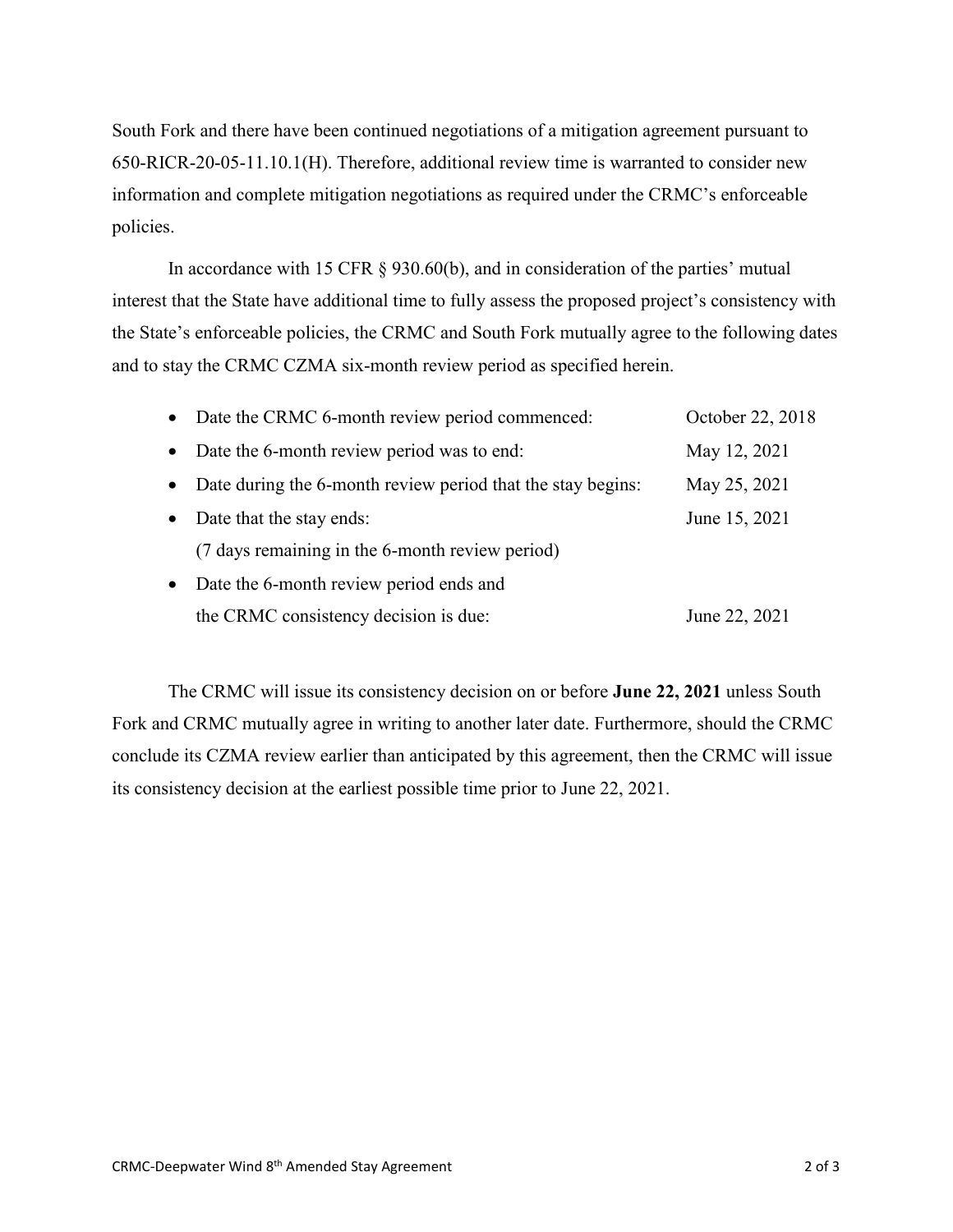South Fork and there have been continued negotiations of a mitigation agreement pursuant to 650-RICR-20-05-11.10.1(H). Therefore, additional review time is warranted to consider new information and complete mitigation negotiations as required under the CRMC's enforceable policies.

In accordance with 15 CFR § 930.60(b), and in consideration of the parties' mutual interest that the State have additional time to fully assess the proposed project's consistency with the State's enforceable policies, the CRMC and South Fork mutually agree to the following dates and to stay the CRMC CZMA six-month review period as specified herein.

- Date the CRMC 6-month review period commenced: October 22, 2018
- Date the 6-month review period was to end: May 12, 2021
- Date during the 6-month review period that the stay begins: May 25, 2021
- Date that the stay ends: June 15, 2021
  (7 days remaining in the 6-month review period)
- Date the 6-month review period ends and the CRMC consistency decision is due: June 22, 2021

The CRMC will issue its consistency decision on or before **June 22, 2021** unless South Fork and CRMC mutually agree in writing to another later date. Furthermore, should the CRMC conclude its CZMA review earlier than anticipated by this agreement, then the CRMC will issue its consistency decision at the earliest possible time prior to June 22, 2021.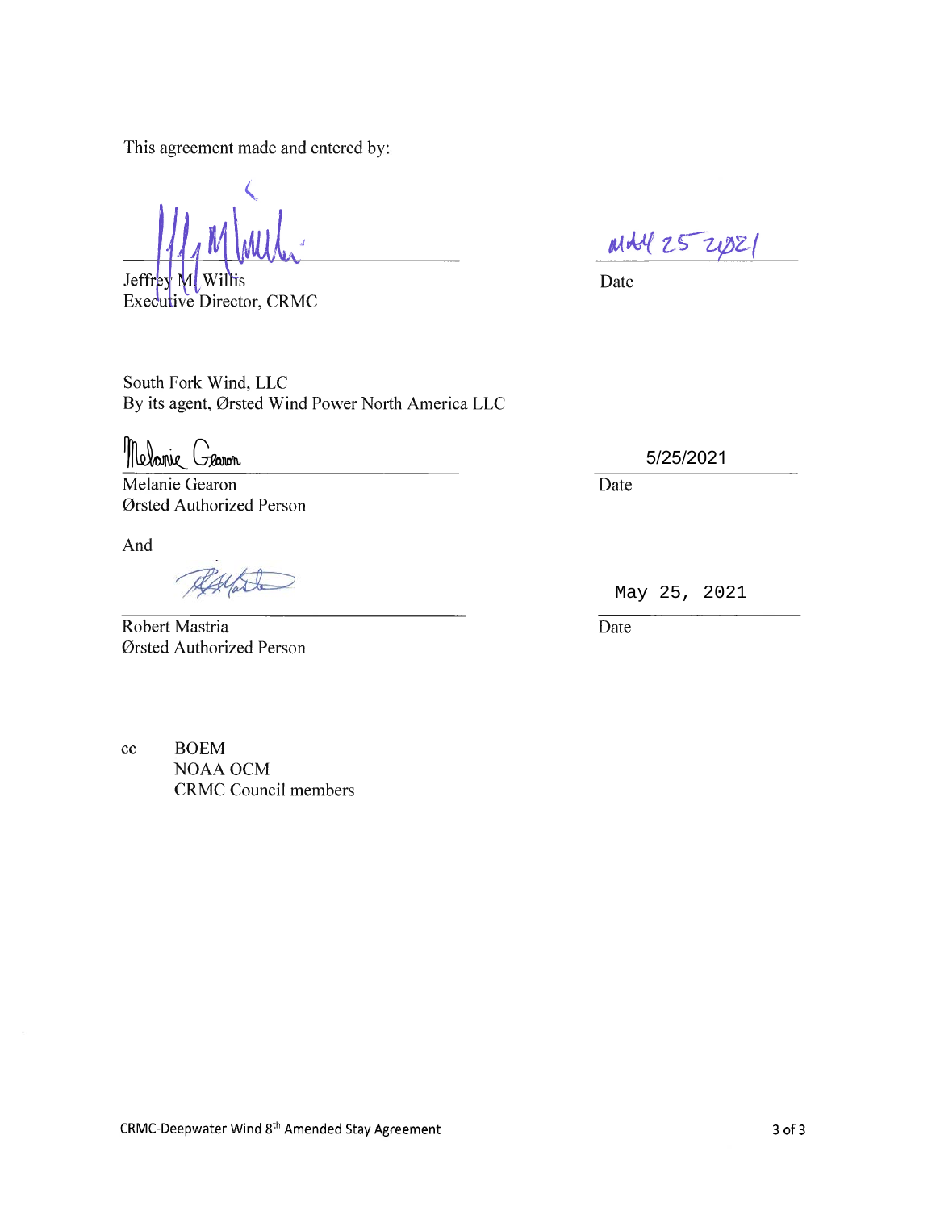This agreement made and entered by:

Jeffrey M. Willis
Executive Director, CRMC

Date: May 25 2021

South Fork Wind, LLC
By its agent, Ørsted Wind Power North America LLC

Melanie Gearon
Ørsted Authorized Person

Date: 5/25/2021

And

Robert Mastria
Ørsted Authorized Person

Date: May 25, 2021

cc BOEM
NOAA OCM
CRMC Council members

CRMC-Deepwater Wind 8th Amended Stay Agreement